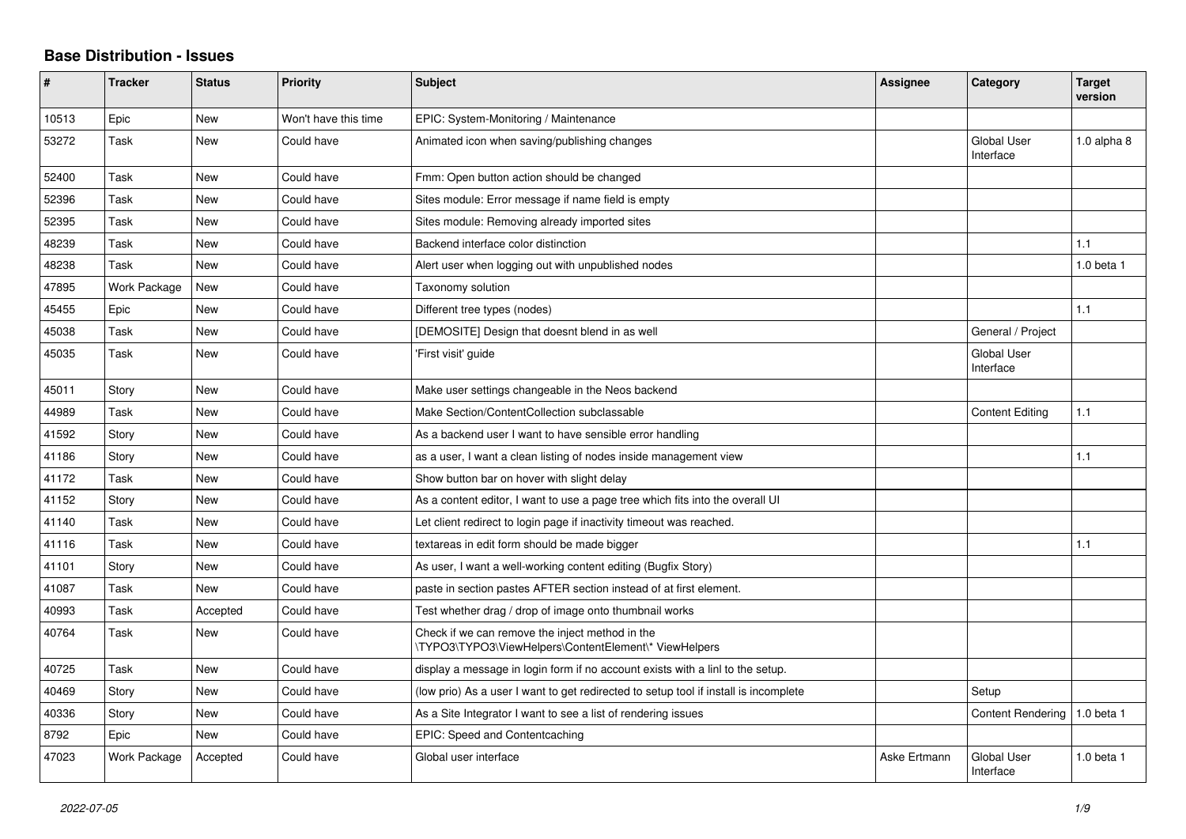# Base Distribution - Issues

| # | Tracker | Status | Priority | Subject | Assignee | Category | Target version |
|---|---|---|---|---|---|---|---|
| 10513 | Epic | New | Won't have this time | EPIC: System-Monitoring / Maintenance | | | |
| 53272 | Task | New | Could have | Animated icon when saving/publishing changes | | Global User Interface | 1.0 alpha 8 |
| 52400 | Task | New | Could have | Fmm: Open button action should be changed | | | |
| 52396 | Task | New | Could have | Sites module: Error message if name field is empty | | | |
| 52395 | Task | New | Could have | Sites module: Removing already imported sites | | | |
| 48239 | Task | New | Could have | Backend interface color distinction | | | 1.1 |
| 48238 | Task | New | Could have | Alert user when logging out with unpublished nodes | | | 1.0 beta 1 |
| 47895 | Work Package | New | Could have | Taxonomy solution | | | |
| 45455 | Epic | New | Could have | Different tree types (nodes) | | | 1.1 |
| 45038 | Task | New | Could have | [DEMOSITE] Design that doesnt blend in as well | | General / Project | |
| 45035 | Task | New | Could have | 'First visit' guide | | Global User Interface | |
| 45011 | Story | New | Could have | Make user settings changeable in the Neos backend | | | |
| 44989 | Task | New | Could have | Make Section/ContentCollection subclassable | | Content Editing | 1.1 |
| 41592 | Story | New | Could have | As a backend user I want to have sensible error handling | | | |
| 41186 | Story | New | Could have | as a user, I want a clean listing of nodes inside management view | | | 1.1 |
| 41172 | Task | New | Could have | Show button bar on hover with slight delay | | | |
| 41152 | Story | New | Could have | As a content editor, I want to use a page tree which fits into the overall UI | | | |
| 41140 | Task | New | Could have | Let client redirect to login page if inactivity timeout was reached. | | | |
| 41116 | Task | New | Could have | textareas in edit form should be made bigger | | | 1.1 |
| 41101 | Story | New | Could have | As user, I want a well-working content editing (Bugfix Story) | | | |
| 41087 | Task | New | Could have | paste in section pastes AFTER section instead of at first element. | | | |
| 40993 | Task | Accepted | Could have | Test whether drag / drop of image onto thumbnail works | | | |
| 40764 | Task | New | Could have | Check if we can remove the inject method in the \TYPO3\TYPO3\ViewHelpers\ContentElement\* ViewHelpers | | | |
| 40725 | Task | New | Could have | display a message in login form if no account exists with a linl to the setup. | | | |
| 40469 | Story | New | Could have | (low prio) As a user I want to get redirected to setup tool if install is incomplete | | Setup | |
| 40336 | Story | New | Could have | As a Site Integrator I want to see a list of rendering issues | | Content Rendering | 1.0 beta 1 |
| 8792 | Epic | New | Could have | EPIC: Speed and Contentcaching | | | |
| 47023 | Work Package | Accepted | Could have | Global user interface | Aske Ertmann | Global User Interface | 1.0 beta 1 |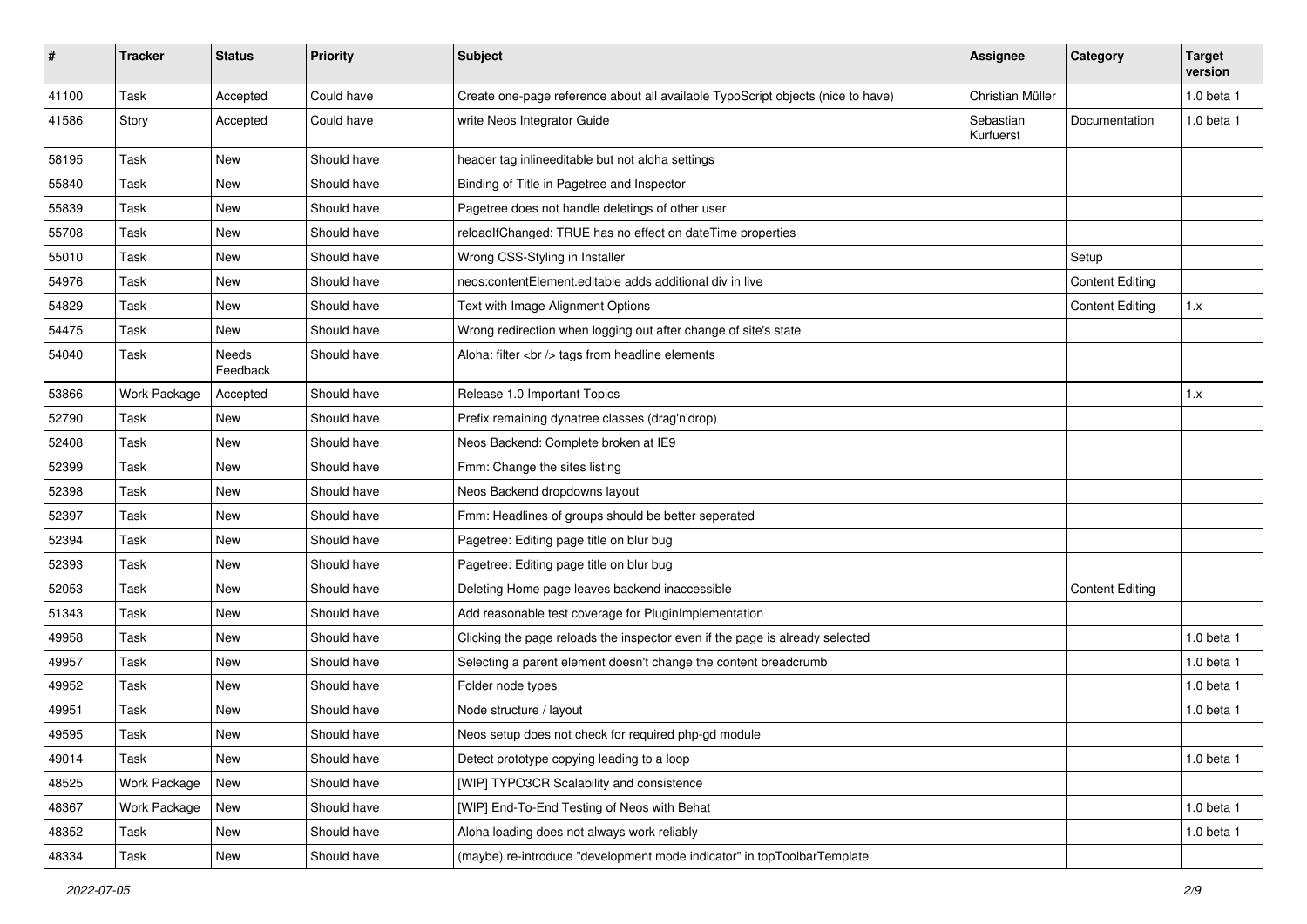| # | Tracker | Status | Priority | Subject | Assignee | Category | Target version |
|---|---|---|---|---|---|---|---|
| 41100 | Task | Accepted | Could have | Create one-page reference about all available TypoScript objects (nice to have) | Christian Müller | | 1.0 beta 1 |
| 41586 | Story | Accepted | Could have | write Neos Integrator Guide | Sebastian Kurfuerst | Documentation | 1.0 beta 1 |
| 58195 | Task | New | Should have | header tag inlineeditable but not aloha settings | | | |
| 55840 | Task | New | Should have | Binding of Title in Pagetree and Inspector | | | |
| 55839 | Task | New | Should have | Pagetree does not handle deletings of other user | | | |
| 55708 | Task | New | Should have | reloadIfChanged: TRUE has no effect on dateTime properties | | | |
| 55010 | Task | New | Should have | Wrong CSS-Styling in Installer | | Setup | |
| 54976 | Task | New | Should have | neos:contentElement.editable adds additional div in live | | Content Editing | |
| 54829 | Task | New | Should have | Text with Image Alignment Options | | Content Editing | 1.x |
| 54475 | Task | New | Should have | Wrong redirection when logging out after change of site's state | | | |
| 54040 | Task | Needs Feedback | Should have | Aloha: filter <br /> tags from headline elements | | | |
| 53866 | Work Package | Accepted | Should have | Release 1.0 Important Topics | | | 1.x |
| 52790 | Task | New | Should have | Prefix remaining dynatree classes (drag'n'drop) | | | |
| 52408 | Task | New | Should have | Neos Backend: Complete broken at IE9 | | | |
| 52399 | Task | New | Should have | Fmm: Change the sites listing | | | |
| 52398 | Task | New | Should have | Neos Backend dropdowns layout | | | |
| 52397 | Task | New | Should have | Fmm: Headlines of groups should be better seperated | | | |
| 52394 | Task | New | Should have | Pagetree: Editing page title on blur bug | | | |
| 52393 | Task | New | Should have | Pagetree: Editing page title on blur bug | | | |
| 52053 | Task | New | Should have | Deleting Home page leaves backend inaccessible | | Content Editing | |
| 51343 | Task | New | Should have | Add reasonable test coverage for PluginImplementation | | | |
| 49958 | Task | New | Should have | Clicking the page reloads the inspector even if the page is already selected | | | 1.0 beta 1 |
| 49957 | Task | New | Should have | Selecting a parent element doesn't change the content breadcrumb | | | 1.0 beta 1 |
| 49952 | Task | New | Should have | Folder node types | | | 1.0 beta 1 |
| 49951 | Task | New | Should have | Node structure / layout | | | 1.0 beta 1 |
| 49595 | Task | New | Should have | Neos setup does not check for required php-gd module | | | |
| 49014 | Task | New | Should have | Detect prototype copying leading to a loop | | | 1.0 beta 1 |
| 48525 | Work Package | New | Should have | [WIP] TYPO3CR Scalability and consistence | | | |
| 48367 | Work Package | New | Should have | [WIP] End-To-End Testing of Neos with Behat | | | 1.0 beta 1 |
| 48352 | Task | New | Should have | Aloha loading does not always work reliably | | | 1.0 beta 1 |
| 48334 | Task | New | Should have | (maybe) re-introduce "development mode indicator" in topToolbarTemplate | | | |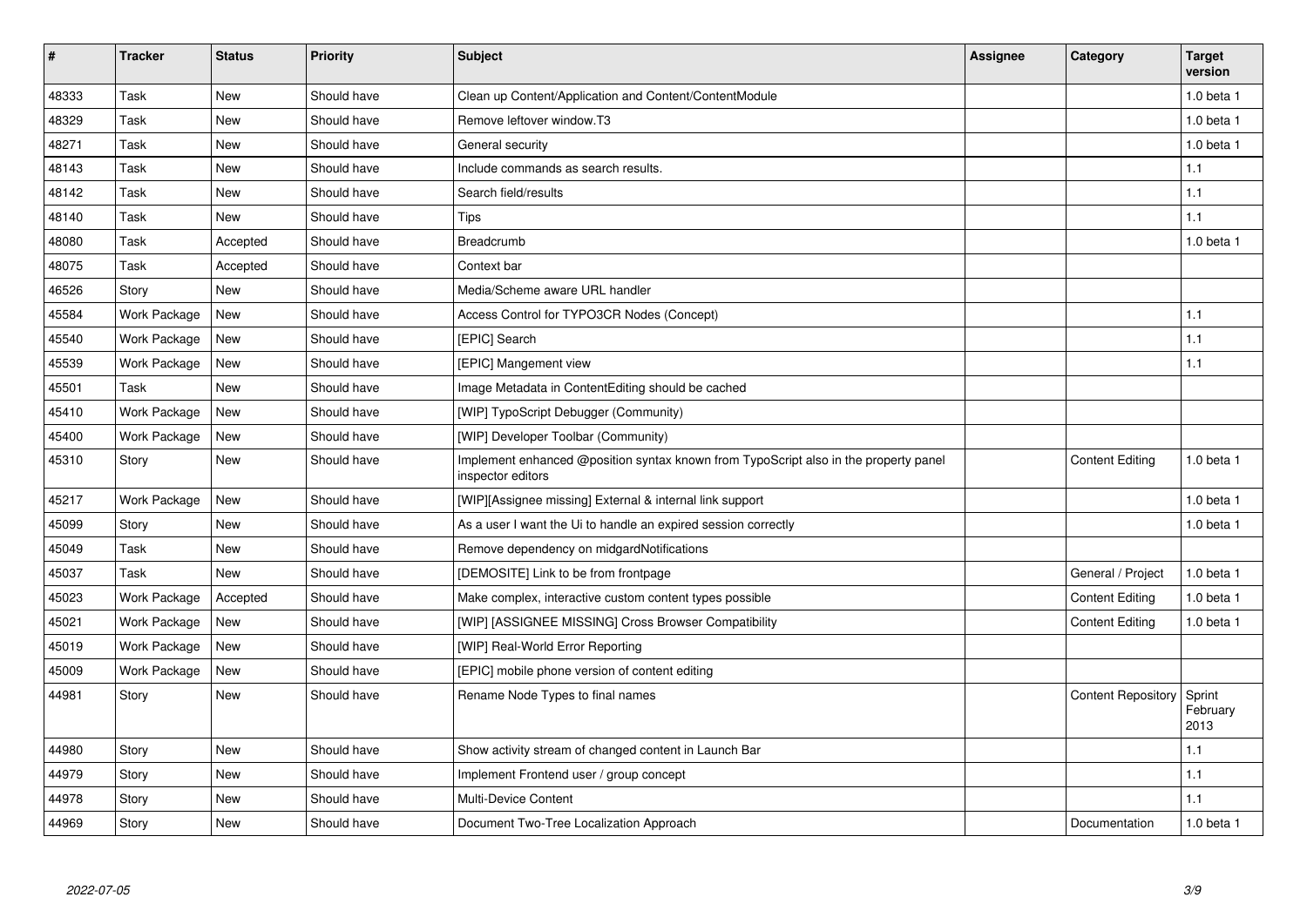| # | Tracker | Status | Priority | Subject | Assignee | Category | Target version |
|---|---|---|---|---|---|---|---|
| 48333 | Task | New | Should have | Clean up Content/Application and Content/ContentModule | | | 1.0 beta 1 |
| 48329 | Task | New | Should have | Remove leftover window.T3 | | | 1.0 beta 1 |
| 48271 | Task | New | Should have | General security | | | 1.0 beta 1 |
| 48143 | Task | New | Should have | Include commands as search results. | | | 1.1 |
| 48142 | Task | New | Should have | Search field/results | | | 1.1 |
| 48140 | Task | New | Should have | Tips | | | 1.1 |
| 48080 | Task | Accepted | Should have | Breadcrumb | | | 1.0 beta 1 |
| 48075 | Task | Accepted | Should have | Context bar | | | |
| 46526 | Story | New | Should have | Media/Scheme aware URL handler | | | |
| 45584 | Work Package | New | Should have | Access Control for TYPO3CR Nodes (Concept) | | | 1.1 |
| 45540 | Work Package | New | Should have | [EPIC] Search | | | 1.1 |
| 45539 | Work Package | New | Should have | [EPIC] Mangement view | | | 1.1 |
| 45501 | Task | New | Should have | Image Metadata in ContentEditing should be cached | | | |
| 45410 | Work Package | New | Should have | [WIP] TypoScript Debugger (Community) | | | |
| 45400 | Work Package | New | Should have | [WIP] Developer Toolbar (Community) | | | |
| 45310 | Story | New | Should have | Implement enhanced @position syntax known from TypoScript also in the property panel inspector editors | | Content Editing | 1.0 beta 1 |
| 45217 | Work Package | New | Should have | [WIP][Assignee missing] External & internal link support | | | 1.0 beta 1 |
| 45099 | Story | New | Should have | As a user I want the Ui to handle an expired session correctly | | | 1.0 beta 1 |
| 45049 | Task | New | Should have | Remove dependency on midgardNotifications | | | |
| 45037 | Task | New | Should have | [DEMOSITE] Link to be from frontpage | | General / Project | 1.0 beta 1 |
| 45023 | Work Package | Accepted | Should have | Make complex, interactive custom content types possible | | Content Editing | 1.0 beta 1 |
| 45021 | Work Package | New | Should have | [WIP] [ASSIGNEE MISSING] Cross Browser Compatibility | | Content Editing | 1.0 beta 1 |
| 45019 | Work Package | New | Should have | [WIP] Real-World Error Reporting | | | |
| 45009 | Work Package | New | Should have | [EPIC] mobile phone version of content editing | | | |
| 44981 | Story | New | Should have | Rename Node Types to final names | | Content Repository | Sprint February 2013 |
| 44980 | Story | New | Should have | Show activity stream of changed content in Launch Bar | | | 1.1 |
| 44979 | Story | New | Should have | Implement Frontend user / group concept | | | 1.1 |
| 44978 | Story | New | Should have | Multi-Device Content | | | 1.1 |
| 44969 | Story | New | Should have | Document Two-Tree Localization Approach | | Documentation | 1.0 beta 1 |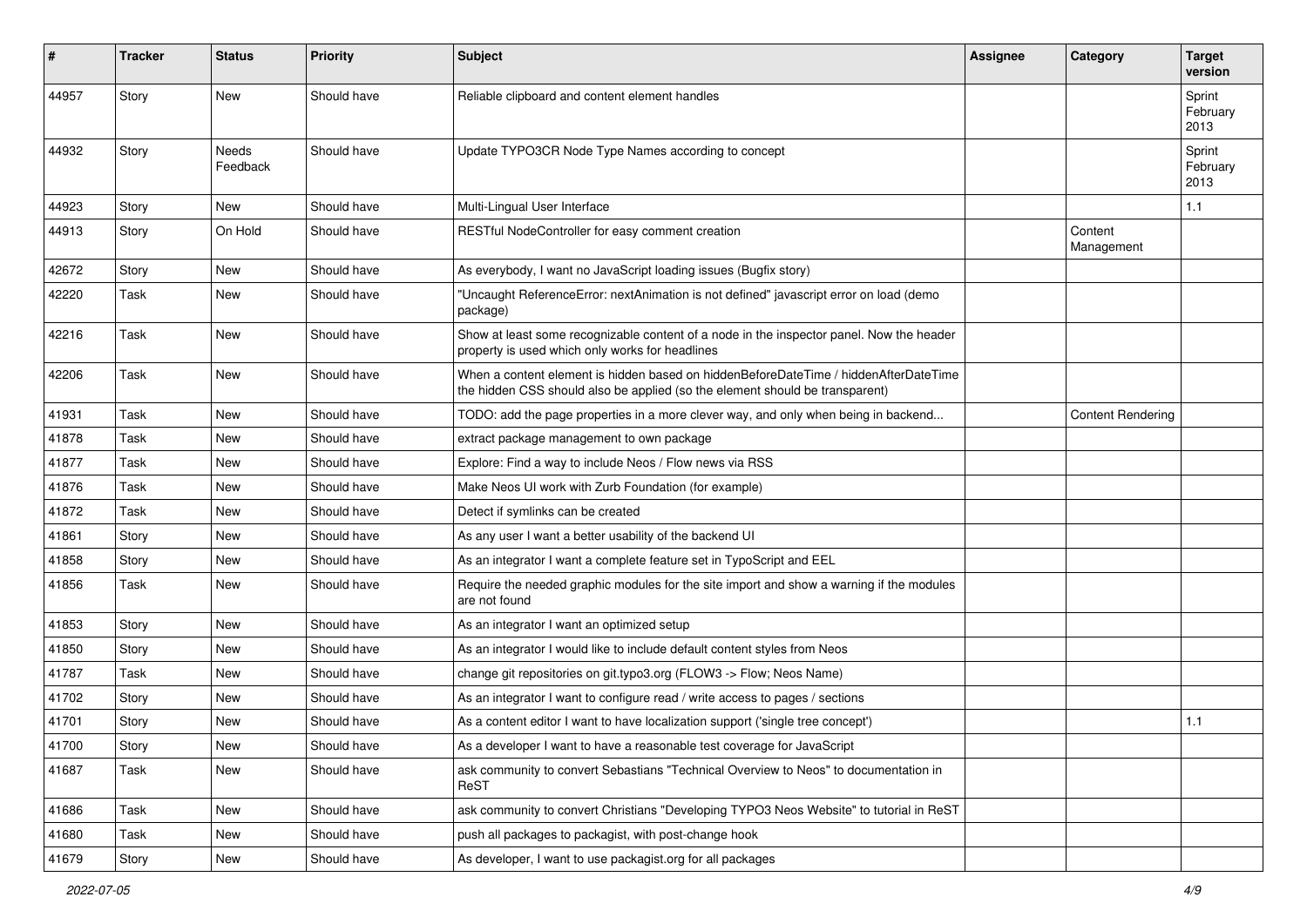| # | Tracker | Status | Priority | Subject | Assignee | Category | Target version |
|---|---|---|---|---|---|---|---|
| 44957 | Story | New | Should have | Reliable clipboard and content element handles | | | Sprint February 2013 |
| 44932 | Story | Needs Feedback | Should have | Update TYPO3CR Node Type Names according to concept | | | Sprint February 2013 |
| 44923 | Story | New | Should have | Multi-Lingual User Interface | | | 1.1 |
| 44913 | Story | On Hold | Should have | RESTful NodeController for easy comment creation | | Content Management | |
| 42672 | Story | New | Should have | As everybody, I want no JavaScript loading issues (Bugfix story) | | | |
| 42220 | Task | New | Should have | "Uncaught ReferenceError: nextAnimation is not defined" javascript error on load (demo package) | | | |
| 42216 | Task | New | Should have | Show at least some recognizable content of a node in the inspector panel. Now the header property is used which only works for headlines | | | |
| 42206 | Task | New | Should have | When a content element is hidden based on hiddenBeforeDateTime / hiddenAfterDateTime the hidden CSS should also be applied (so the element should be transparent) | | | |
| 41931 | Task | New | Should have | TODO: add the page properties in a more clever way, and only when being in backend... | | Content Rendering | |
| 41878 | Task | New | Should have | extract package management to own package | | | |
| 41877 | Task | New | Should have | Explore: Find a way to include Neos / Flow news via RSS | | | |
| 41876 | Task | New | Should have | Make Neos UI work with Zurb Foundation (for example) | | | |
| 41872 | Task | New | Should have | Detect if symlinks can be created | | | |
| 41861 | Story | New | Should have | As any user I want a better usability of the backend UI | | | |
| 41858 | Story | New | Should have | As an integrator I want a complete feature set in TypoScript and EEL | | | |
| 41856 | Task | New | Should have | Require the needed graphic modules for the site import and show a warning if the modules are not found | | | |
| 41853 | Story | New | Should have | As an integrator I want an optimized setup | | | |
| 41850 | Story | New | Should have | As an integrator I would like to include default content styles from Neos | | | |
| 41787 | Task | New | Should have | change git repositories on git.typo3.org (FLOW3 -> Flow; Neos Name) | | | |
| 41702 | Story | New | Should have | As an integrator I want to configure read / write access to pages / sections | | | |
| 41701 | Story | New | Should have | As a content editor I want to have localization support ('single tree concept') | | | 1.1 |
| 41700 | Story | New | Should have | As a developer I want to have a reasonable test coverage for JavaScript | | | |
| 41687 | Task | New | Should have | ask community to convert Sebastians "Technical Overview to Neos" to documentation in ReST | | | |
| 41686 | Task | New | Should have | ask community to convert Christians "Developing TYPO3 Neos Website" to tutorial in ReST | | | |
| 41680 | Task | New | Should have | push all packages to packagist, with post-change hook | | | |
| 41679 | Story | New | Should have | As developer, I want to use packagist.org for all packages | | | |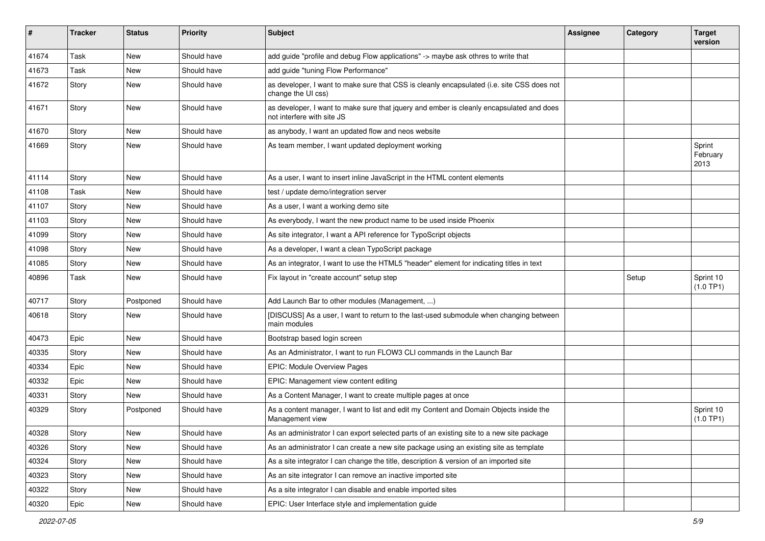| # | Tracker | Status | Priority | Subject | Assignee | Category | Target version |
|---|---|---|---|---|---|---|---|
| 41674 | Task | New | Should have | add guide "profile and debug Flow applications" -> maybe ask othres to write that | | | |
| 41673 | Task | New | Should have | add guide "tuning Flow Performance" | | | |
| 41672 | Story | New | Should have | as developer, I want to make sure that CSS is cleanly encapsulated (i.e. site CSS does not change the UI css) | | | |
| 41671 | Story | New | Should have | as developer, I want to make sure that jquery and ember is cleanly encapsulated and does not interfere with site JS | | | |
| 41670 | Story | New | Should have | as anybody, I want an updated flow and neos website | | | |
| 41669 | Story | New | Should have | As team member, I want updated deployment working | | | Sprint February 2013 |
| 41114 | Story | New | Should have | As a user, I want to insert inline JavaScript in the HTML content elements | | | |
| 41108 | Task | New | Should have | test / update demo/integration server | | | |
| 41107 | Story | New | Should have | As a user, I want a working demo site | | | |
| 41103 | Story | New | Should have | As everybody, I want the new product name to be used inside Phoenix | | | |
| 41099 | Story | New | Should have | As site integrator, I want a API reference for TypoScript objects | | | |
| 41098 | Story | New | Should have | As a developer, I want a clean TypoScript package | | | |
| 41085 | Story | New | Should have | As an integrator, I want to use the HTML5 "header" element for indicating titles in text | | | |
| 40896 | Task | New | Should have | Fix layout in "create account" setup step | | Setup | Sprint 10 (1.0 TP1) |
| 40717 | Story | Postponed | Should have | Add Launch Bar to other modules (Management, ...) | | | |
| 40618 | Story | New | Should have | [DISCUSS] As a user, I want to return to the last-used submodule when changing between main modules | | | |
| 40473 | Epic | New | Should have | Bootstrap based login screen | | | |
| 40335 | Story | New | Should have | As an Administrator, I want to run FLOW3 CLI commands in the Launch Bar | | | |
| 40334 | Epic | New | Should have | EPIC: Module Overview Pages | | | |
| 40332 | Epic | New | Should have | EPIC: Management view content editing | | | |
| 40331 | Story | New | Should have | As a Content Manager, I want to create multiple pages at once | | | |
| 40329 | Story | Postponed | Should have | As a content manager, I want to list and edit my Content and Domain Objects inside the Management view | | | Sprint 10 (1.0 TP1) |
| 40328 | Story | New | Should have | As an administrator I can export selected parts of an existing site to a new site package | | | |
| 40326 | Story | New | Should have | As an administrator I can create a new site package using an existing site as template | | | |
| 40324 | Story | New | Should have | As a site integrator I can change the title, description & version of an imported site | | | |
| 40323 | Story | New | Should have | As an site integrator I can remove an inactive imported site | | | |
| 40322 | Story | New | Should have | As a site integrator I can disable and enable imported sites | | | |
| 40320 | Epic | New | Should have | EPIC: User Interface style and implementation guide | | | |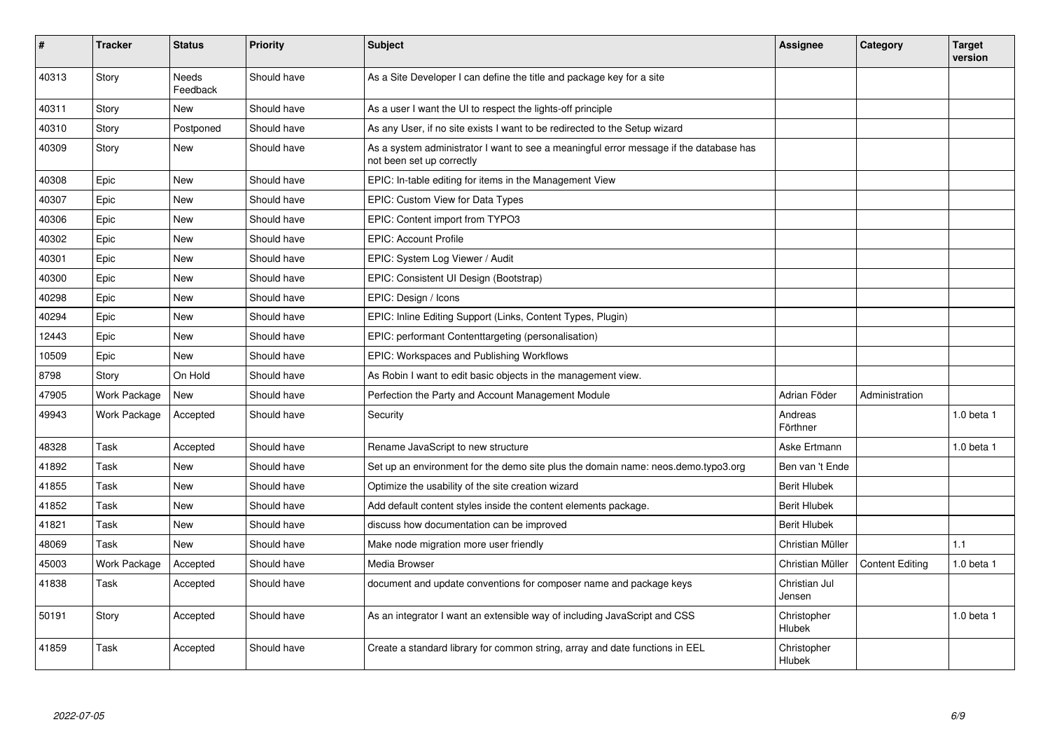| # | Tracker | Status | Priority | Subject | Assignee | Category | Target version |
|---|---|---|---|---|---|---|---|
| 40313 | Story | Needs Feedback | Should have | As a Site Developer I can define the title and package key for a site | | | |
| 40311 | Story | New | Should have | As a user I want the UI to respect the lights-off principle | | | |
| 40310 | Story | Postponed | Should have | As any User, if no site exists I want to be redirected to the Setup wizard | | | |
| 40309 | Story | New | Should have | As a system administrator I want to see a meaningful error message if the database has not been set up correctly | | | |
| 40308 | Epic | New | Should have | EPIC: In-table editing for items in the Management View | | | |
| 40307 | Epic | New | Should have | EPIC: Custom View for Data Types | | | |
| 40306 | Epic | New | Should have | EPIC: Content import from TYPO3 | | | |
| 40302 | Epic | New | Should have | EPIC: Account Profile | | | |
| 40301 | Epic | New | Should have | EPIC: System Log Viewer / Audit | | | |
| 40300 | Epic | New | Should have | EPIC: Consistent UI Design (Bootstrap) | | | |
| 40298 | Epic | New | Should have | EPIC: Design / Icons | | | |
| 40294 | Epic | New | Should have | EPIC: Inline Editing Support (Links, Content Types, Plugin) | | | |
| 12443 | Epic | New | Should have | EPIC: performant Contenttargeting (personalisation) | | | |
| 10509 | Epic | New | Should have | EPIC: Workspaces and Publishing Workflows | | | |
| 8798 | Story | On Hold | Should have | As Robin I want to edit basic objects in the management view. | | | |
| 47905 | Work Package | New | Should have | Perfection the Party and Account Management Module | Adrian Föder | Administration | |
| 49943 | Work Package | Accepted | Should have | Security | Andreas Förthner | | 1.0 beta 1 |
| 48328 | Task | Accepted | Should have | Rename JavaScript to new structure | Aske Ertmann | | 1.0 beta 1 |
| 41892 | Task | New | Should have | Set up an environment for the demo site plus the domain name: neos.demo.typo3.org | Ben van 't Ende | | |
| 41855 | Task | New | Should have | Optimize the usability of the site creation wizard | Berit Hlubek | | |
| 41852 | Task | New | Should have | Add default content styles inside the content elements package. | Berit Hlubek | | |
| 41821 | Task | New | Should have | discuss how documentation can be improved | Berit Hlubek | | |
| 48069 | Task | New | Should have | Make node migration more user friendly | Christian Müller | | 1.1 |
| 45003 | Work Package | Accepted | Should have | Media Browser | Christian Müller | Content Editing | 1.0 beta 1 |
| 41838 | Task | Accepted | Should have | document and update conventions for composer name and package keys | Christian Jul Jensen | | |
| 50191 | Story | Accepted | Should have | As an integrator I want an extensible way of including JavaScript and CSS | Christopher Hlubek | | 1.0 beta 1 |
| 41859 | Task | Accepted | Should have | Create a standard library for common string, array and date functions in EEL | Christopher Hlubek | | |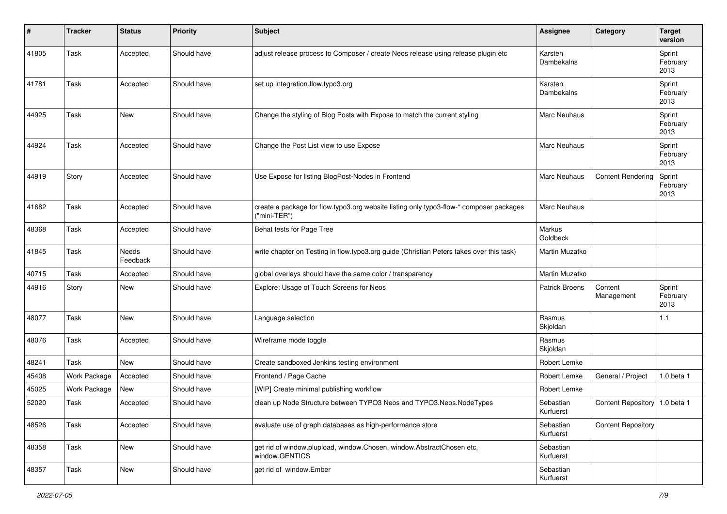| # | Tracker | Status | Priority | Subject | Assignee | Category | Target version |
|---|---|---|---|---|---|---|---|
| 41805 | Task | Accepted | Should have | adjust release process to Composer / create Neos release using release plugin etc | Karsten Dambekalns | | Sprint February 2013 |
| 41781 | Task | Accepted | Should have | set up integration.flow.typo3.org | Karsten Dambekalns | | Sprint February 2013 |
| 44925 | Task | New | Should have | Change the styling of Blog Posts with Expose to match the current styling | Marc Neuhaus | | Sprint February 2013 |
| 44924 | Task | Accepted | Should have | Change the Post List view to use Expose | Marc Neuhaus | | Sprint February 2013 |
| 44919 | Story | Accepted | Should have | Use Expose for listing BlogPost-Nodes in Frontend | Marc Neuhaus | Content Rendering | Sprint February 2013 |
| 41682 | Task | Accepted | Should have | create a package for flow.typo3.org website listing only typo3-flow-* composer packages ("mini-TER") | Marc Neuhaus | | |
| 48368 | Task | Accepted | Should have | Behat tests for Page Tree | Markus Goldbeck | | |
| 41845 | Task | Needs Feedback | Should have | write chapter on Testing in flow.typo3.org guide (Christian Peters takes over this task) | Martin Muzatko | | |
| 40715 | Task | Accepted | Should have | global overlays should have the same color / transparency | Martin Muzatko | | |
| 44916 | Story | New | Should have | Explore: Usage of Touch Screens for Neos | Patrick Broens | Content Management | Sprint February 2013 |
| 48077 | Task | New | Should have | Language selection | Rasmus Skjoldan | | 1.1 |
| 48076 | Task | Accepted | Should have | Wireframe mode toggle | Rasmus Skjoldan | | |
| 48241 | Task | New | Should have | Create sandboxed Jenkins testing environment | Robert Lemke | | |
| 45408 | Work Package | Accepted | Should have | Frontend / Page Cache | Robert Lemke | General / Project | 1.0 beta 1 |
| 45025 | Work Package | New | Should have | [WIP] Create minimal publishing workflow | Robert Lemke | | |
| 52020 | Task | Accepted | Should have | clean up Node Structure between TYPO3 Neos and TYPO3.Neos.NodeTypes | Sebastian Kurfuerst | Content Repository | 1.0 beta 1 |
| 48526 | Task | Accepted | Should have | evaluate use of graph databases as high-performance store | Sebastian Kurfuerst | Content Repository | |
| 48358 | Task | New | Should have | get rid of window.plupload, window.Chosen, window.AbstractChosen etc, window.GENTICS | Sebastian Kurfuerst | | |
| 48357 | Task | New | Should have | get rid of window.Ember | Sebastian Kurfuerst | | |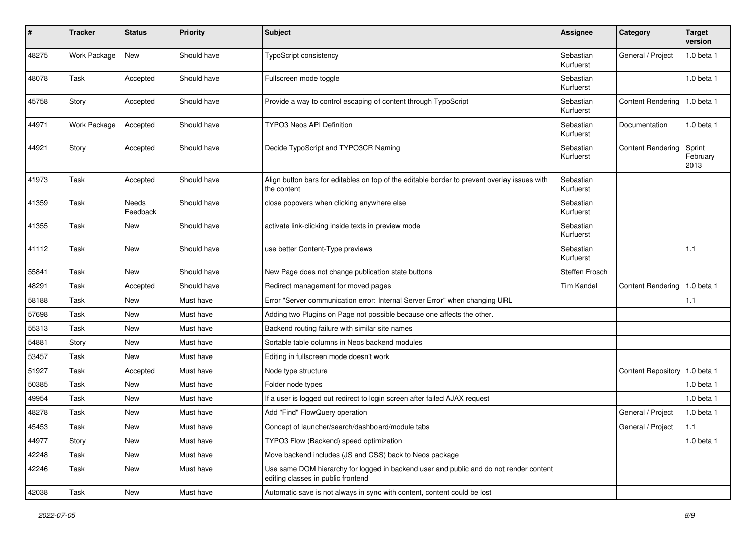| # | Tracker | Status | Priority | Subject | Assignee | Category | Target version |
|---|---|---|---|---|---|---|---|
| 48275 | Work Package | New | Should have | TypoScript consistency | Sebastian Kurfuerst | General / Project | 1.0 beta 1 |
| 48078 | Task | Accepted | Should have | Fullscreen mode toggle | Sebastian Kurfuerst | | 1.0 beta 1 |
| 45758 | Story | Accepted | Should have | Provide a way to control escaping of content through TypoScript | Sebastian Kurfuerst | Content Rendering | 1.0 beta 1 |
| 44971 | Work Package | Accepted | Should have | TYPO3 Neos API Definition | Sebastian Kurfuerst | Documentation | 1.0 beta 1 |
| 44921 | Story | Accepted | Should have | Decide TypoScript and TYPO3CR Naming | Sebastian Kurfuerst | Content Rendering | Sprint February 2013 |
| 41973 | Task | Accepted | Should have | Align button bars for editables on top of the editable border to prevent overlay issues with the content | Sebastian Kurfuerst | | |
| 41359 | Task | Needs Feedback | Should have | close popovers when clicking anywhere else | Sebastian Kurfuerst | | |
| 41355 | Task | New | Should have | activate link-clicking inside texts in preview mode | Sebastian Kurfuerst | | |
| 41112 | Task | New | Should have | use better Content-Type previews | Sebastian Kurfuerst | | 1.1 |
| 55841 | Task | New | Should have | New Page does not change publication state buttons | Steffen Frosch | | |
| 48291 | Task | Accepted | Should have | Redirect management for moved pages | Tim Kandel | Content Rendering | 1.0 beta 1 |
| 58188 | Task | New | Must have | Error "Server communication error: Internal Server Error" when changing URL | | | 1.1 |
| 57698 | Task | New | Must have | Adding two Plugins on Page not possible because one affects the other. | | | |
| 55313 | Task | New | Must have | Backend routing failure with similar site names | | | |
| 54881 | Story | New | Must have | Sortable table columns in Neos backend modules | | | |
| 53457 | Task | New | Must have | Editing in fullscreen mode doesn't work | | | |
| 51927 | Task | Accepted | Must have | Node type structure | | Content Repository | 1.0 beta 1 |
| 50385 | Task | New | Must have | Folder node types | | | 1.0 beta 1 |
| 49954 | Task | New | Must have | If a user is logged out redirect to login screen after failed AJAX request | | | 1.0 beta 1 |
| 48278 | Task | New | Must have | Add "Find" FlowQuery operation | | General / Project | 1.0 beta 1 |
| 45453 | Task | New | Must have | Concept of launcher/search/dashboard/module tabs | | General / Project | 1.1 |
| 44977 | Story | New | Must have | TYPO3 Flow (Backend) speed optimization | | | 1.0 beta 1 |
| 42248 | Task | New | Must have | Move backend includes (JS and CSS) back to Neos package | | | |
| 42246 | Task | New | Must have | Use same DOM hierarchy for logged in backend user and public and do not render content editing classes in public frontend | | | |
| 42038 | Task | New | Must have | Automatic save is not always in sync with content, content could be lost | | | |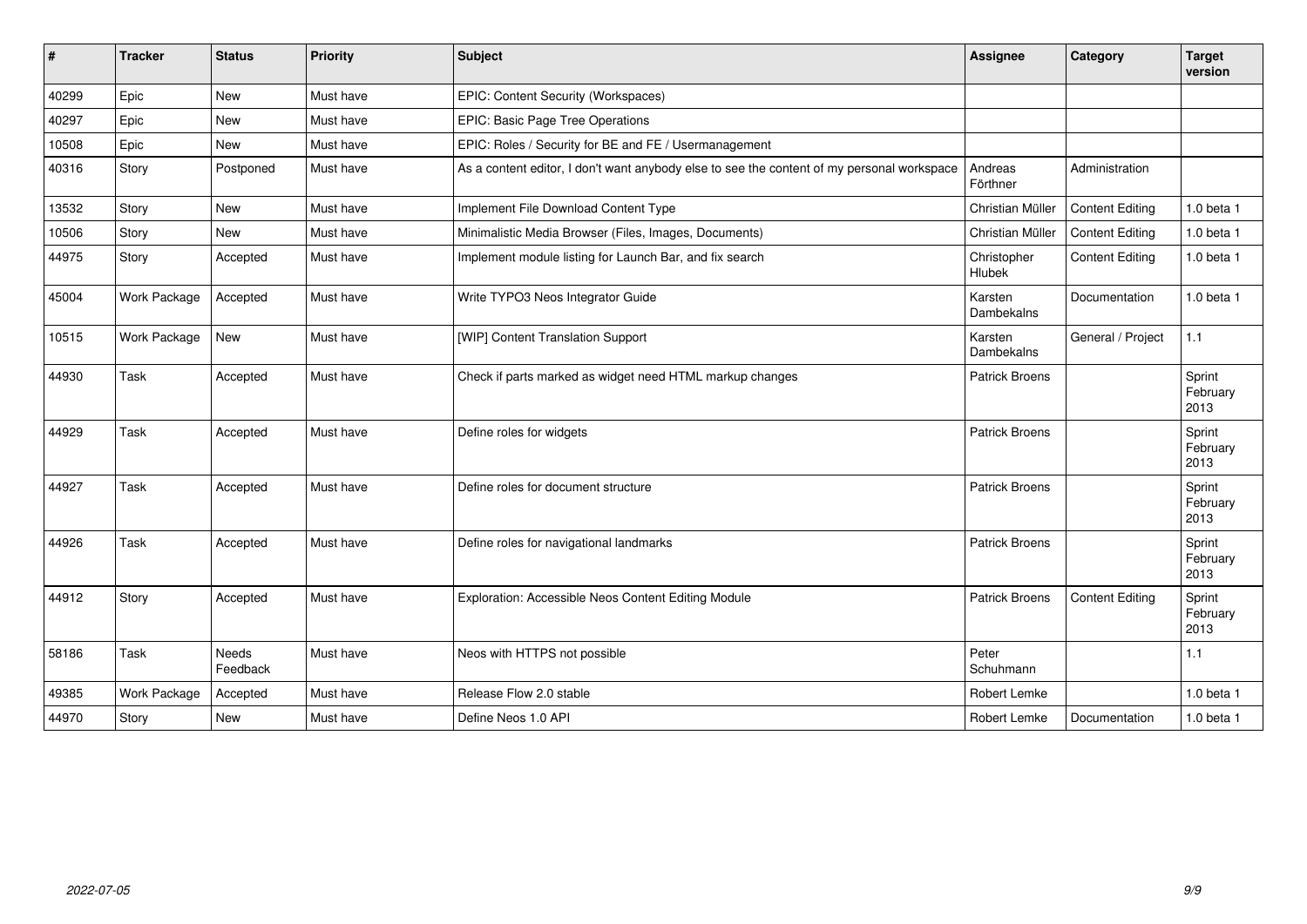| # | Tracker | Status | Priority | Subject | Assignee | Category | Target version |
|---|---|---|---|---|---|---|---|
| 40299 | Epic | New | Must have | EPIC: Content Security (Workspaces) | | | |
| 40297 | Epic | New | Must have | EPIC: Basic Page Tree Operations | | | |
| 10508 | Epic | New | Must have | EPIC: Roles / Security for BE and FE / Usermanagement | | | |
| 40316 | Story | Postponed | Must have | As a content editor, I don't want anybody else to see the content of my personal workspace | Andreas Förthner | Administration | |
| 13532 | Story | New | Must have | Implement File Download Content Type | Christian Müller | Content Editing | 1.0 beta 1 |
| 10506 | Story | New | Must have | Minimalistic Media Browser (Files, Images, Documents) | Christian Müller | Content Editing | 1.0 beta 1 |
| 44975 | Story | Accepted | Must have | Implement module listing for Launch Bar, and fix search | Christopher Hlubek | Content Editing | 1.0 beta 1 |
| 45004 | Work Package | Accepted | Must have | Write TYPO3 Neos Integrator Guide | Karsten Dambekalns | Documentation | 1.0 beta 1 |
| 10515 | Work Package | New | Must have | [WIP] Content Translation Support | Karsten Dambekalns | General / Project | 1.1 |
| 44930 | Task | Accepted | Must have | Check if parts marked as widget need HTML markup changes | Patrick Broens | | Sprint February 2013 |
| 44929 | Task | Accepted | Must have | Define roles for widgets | Patrick Broens | | Sprint February 2013 |
| 44927 | Task | Accepted | Must have | Define roles for document structure | Patrick Broens | | Sprint February 2013 |
| 44926 | Task | Accepted | Must have | Define roles for navigational landmarks | Patrick Broens | | Sprint February 2013 |
| 44912 | Story | Accepted | Must have | Exploration: Accessible Neos Content Editing Module | Patrick Broens | Content Editing | Sprint February 2013 |
| 58186 | Task | Needs Feedback | Must have | Neos with HTTPS not possible | Peter Schuhmann | | 1.1 |
| 49385 | Work Package | Accepted | Must have | Release Flow 2.0 stable | Robert Lemke | | 1.0 beta 1 |
| 44970 | Story | New | Must have | Define Neos 1.0 API | Robert Lemke | Documentation | 1.0 beta 1 |